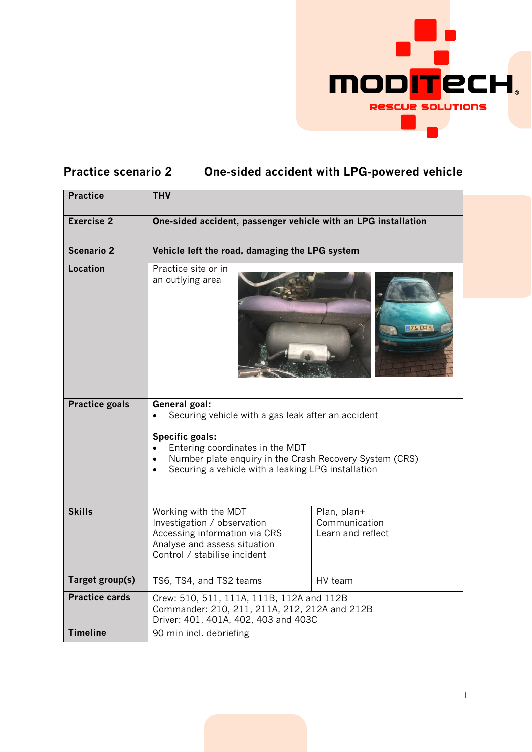## Practice scenario 2 One-sided accident with LPG-powered vehicle

| Practice | THV | |
|---|---|---|
| Exercise 2 | One-sided accident, passenger vehicle with an LPG installation | |
| Scenario 2 | Vehicle left the road, damaging the LPG system | |
| Location | Practice site or in an outlying area | |
| Practice goals | **General goal:**<br>• Securing vehicle with a gas leak after an accident<br><br>**Specific goals:**<br>• Entering coordinates in the MDT<br>• Number plate enquiry in the Crash Recovery System (CRS)<br>• Securing a vehicle with a leaking LPG installation | |
| Skills | Working with the MDT<br>Investigation / observation<br>Accessing information via CRS<br>Analyse and assess situation<br>Control / stabilise incident | Plan, plan+<br>Communication<br>Learn and reflect |
| Target group(s) | TS6, TS4, and TS2 teams | HV team |
| Practice cards | Crew: 510, 511, 111A, 111B, 112A and 112B<br>Commander: 210, 211, 211A, 212, 212A and 212B<br>Driver: 401, 401A, 402, 403 and 403C | |
| Timeline | 90 min incl. debriefing | |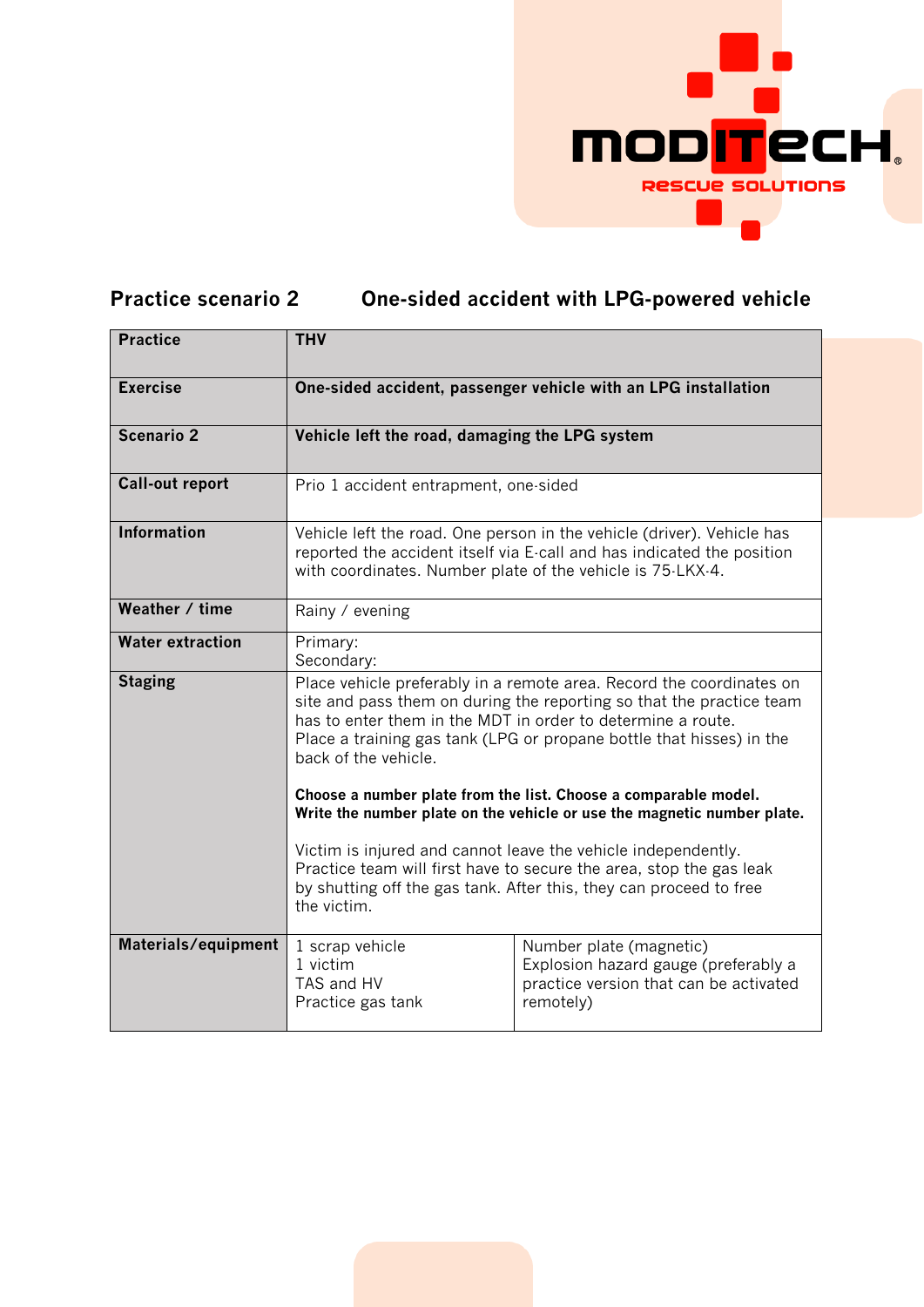## Practice scenario 2 One-sided accident with LPG-powered vehicle

| | | |
|---|---|---|
| **Practice** | **THV** | |
| **Exercise** | **One-sided accident, passenger vehicle with an LPG installation** | |
| **Scenario 2** | **Vehicle left the road, damaging the LPG system** | |
| **Call-out report** | Prio 1 accident entrapment, one-sided | |
| **Information** | Vehicle left the road. One person in the vehicle (driver). Vehicle has reported the accident itself via E-call and has indicated the position with coordinates. Number plate of the vehicle is 75-LKX-4. | |
| **Weather / time** | Rainy / evening | |
| **Water extraction** | Primary:<br>Secondary: | |
| **Staging** | Place vehicle preferably in a remote area. Record the coordinates on site and pass them on during the reporting so that the practice team has to enter them in the MDT in order to determine a route.<br>Place a training gas tank (LPG or propane bottle that hisses) in the back of the vehicle.<br><br>**Choose a number plate from the list. Choose a comparable model. Write the number plate on the vehicle or use the magnetic number plate.**<br><br>Victim is injured and cannot leave the vehicle independently.<br>Practice team will first have to secure the area, stop the gas leak by shutting off the gas tank. After this, they can proceed to free the victim. | |
| **Materials/equipment** | 1 scrap vehicle<br>1 victim<br>TAS and HV<br>Practice gas tank | Number plate (magnetic)<br>Explosion hazard gauge (preferably a practice version that can be activated remotely) |